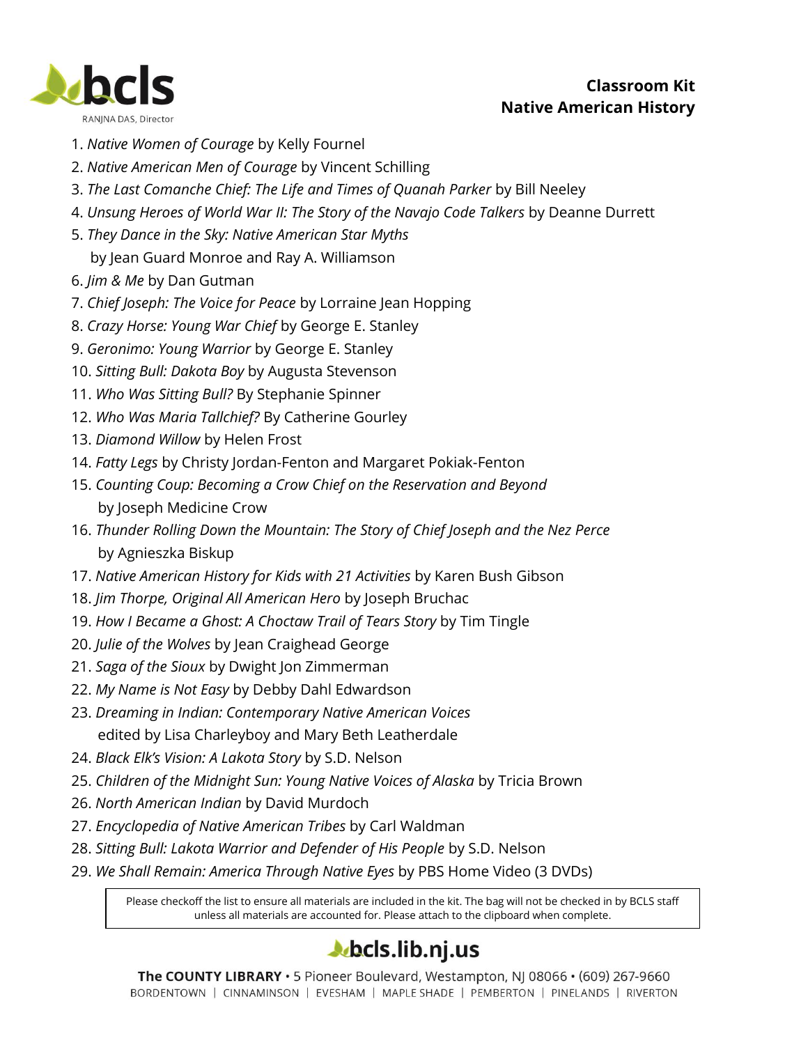bcls

RANJNA DAS, Director

# Classroom Kit
# Native American History

1. *Native Women of Courage* by Kelly Fournel
2. *Native American Men of Courage* by Vincent Schilling
3. *The Last Comanche Chief: The Life and Times of Quanah Parker* by Bill Neeley
4. *Unsung Heroes of World War II: The Story of the Navajo Code Talkers* by Deanne Durrett
5. *They Dance in the Sky: Native American Star Myths* by Jean Guard Monroe and Ray A. Williamson
6. *Jim & Me* by Dan Gutman
7. *Chief Joseph: The Voice for Peace* by Lorraine Jean Hopping
8. *Crazy Horse: Young War Chief* by George E. Stanley
9. *Geronimo: Young Warrior* by George E. Stanley
10. *Sitting Bull: Dakota Boy* by Augusta Stevenson
11. *Who Was Sitting Bull?* By Stephanie Spinner
12. *Who Was Maria Tallchief?* By Catherine Gourley
13. *Diamond Willow* by Helen Frost
14. *Fatty Legs* by Christy Jordan-Fenton and Margaret Pokiak-Fenton
15. *Counting Coup: Becoming a Crow Chief on the Reservation and Beyond* by Joseph Medicine Crow
16. *Thunder Rolling Down the Mountain: The Story of Chief Joseph and the Nez Perce* by Agnieszka Biskup
17. *Native American History for Kids with 21 Activities* by Karen Bush Gibson
18. *Jim Thorpe, Original All American Hero* by Joseph Bruchac
19. *How I Became a Ghost: A Choctaw Trail of Tears Story* by Tim Tingle
20. *Julie of the Wolves* by Jean Craighead George
21. *Saga of the Sioux* by Dwight Jon Zimmerman
22. *My Name is Not Easy* by Debby Dahl Edwardson
23. *Dreaming in Indian: Contemporary Native American Voices* edited by Lisa Charleyboy and Mary Beth Leatherdale
24. *Black Elk's Vision: A Lakota Story* by S.D. Nelson
25. *Children of the Midnight Sun: Young Native Voices of Alaska* by Tricia Brown
26. *North American Indian* by David Murdoch
27. *Encyclopedia of Native American Tribes* by Carl Waldman
28. *Sitting Bull: Lakota Warrior and Defender of His People* by S.D. Nelson
29. *We Shall Remain: America Through Native Eyes* by PBS Home Video (3 DVDs)

Please checkoff the list to ensure all materials are included in the kit. The bag will not be checked in by BCLS staff unless all materials are accounted for. Please attach to the clipboard when complete.

bcls.lib.nj.us

**The COUNTY LIBRARY** • 5 Pioneer Boulevard, Westampton, NJ 08066 • (609) 267-9660

BORDENTOWN | CINNAMINSON | EVESHAM | MAPLE SHADE | PEMBERTON | PINELANDS | RIVERTON